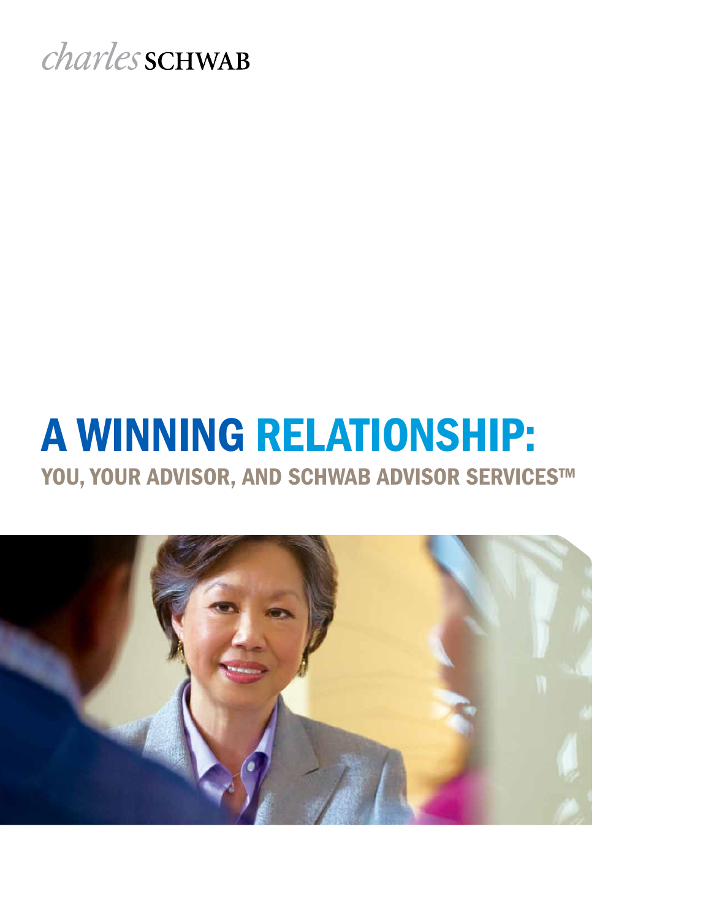charles SCHWAB

# A WINNING RELATIONSHIP:

## YOU, YOUR ADVISOR, AND SCHWAB ADVISOR SERVICES™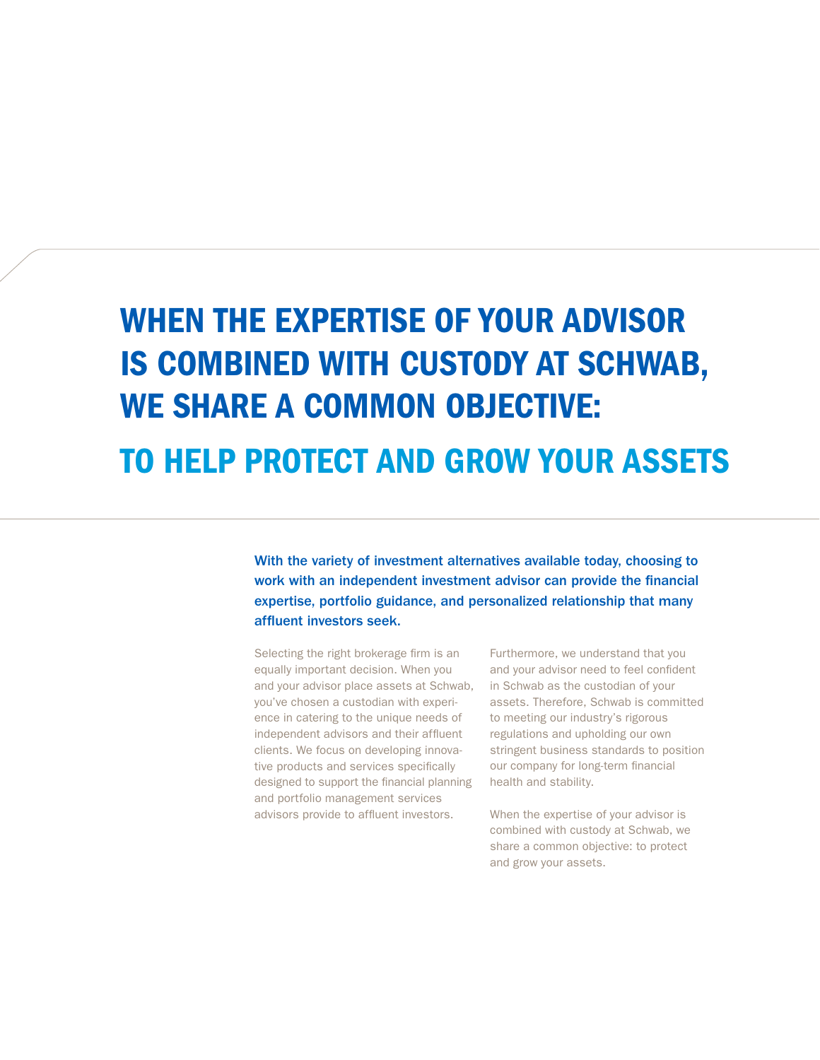# WHEN THE EXPERTISE OF YOUR ADVISOR IS COMBINED WITH CUSTODY AT SCHWAB, WE SHARE A COMMON OBJECTIVE:

## TO HELP PROTECT AND GROW YOUR ASSETS

**With the variety of investment alternatives available today, choosing to work with an independent investment advisor can provide the financial expertise, portfolio guidance, and personalized relationship that many affluent investors seek.**

Selecting the right brokerage firm is an equally important decision. When you and your advisor place assets at Schwab, you've chosen a custodian with experience in catering to the unique needs of independent advisors and their affluent clients. We focus on developing innovative products and services specifically designed to support the financial planning and portfolio management services advisors provide to affluent investors.

Furthermore, we understand that you and your advisor need to feel confident in Schwab as the custodian of your assets. Therefore, Schwab is committed to meeting our industry's rigorous regulations and upholding our own stringent business standards to position our company for long-term financial health and stability.

When the expertise of your advisor is combined with custody at Schwab, we share a common objective: to protect and grow your assets.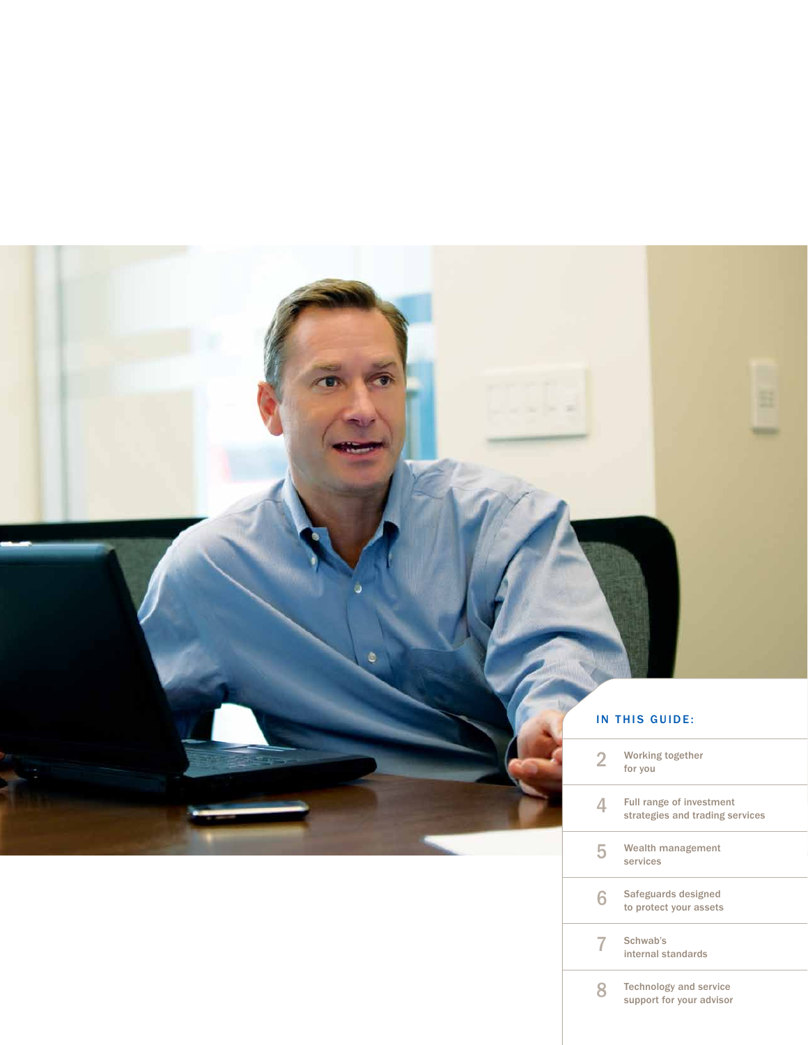## IN THIS GUIDE:

| | |
|---|---|
| 2 | Working together for you |
| 4 | Full range of investment strategies and trading services |
| 5 | Wealth management services |
| 6 | Safeguards designed to protect your assets |
| 7 | Schwab's internal standards |
| 8 | Technology and service support for your advisor |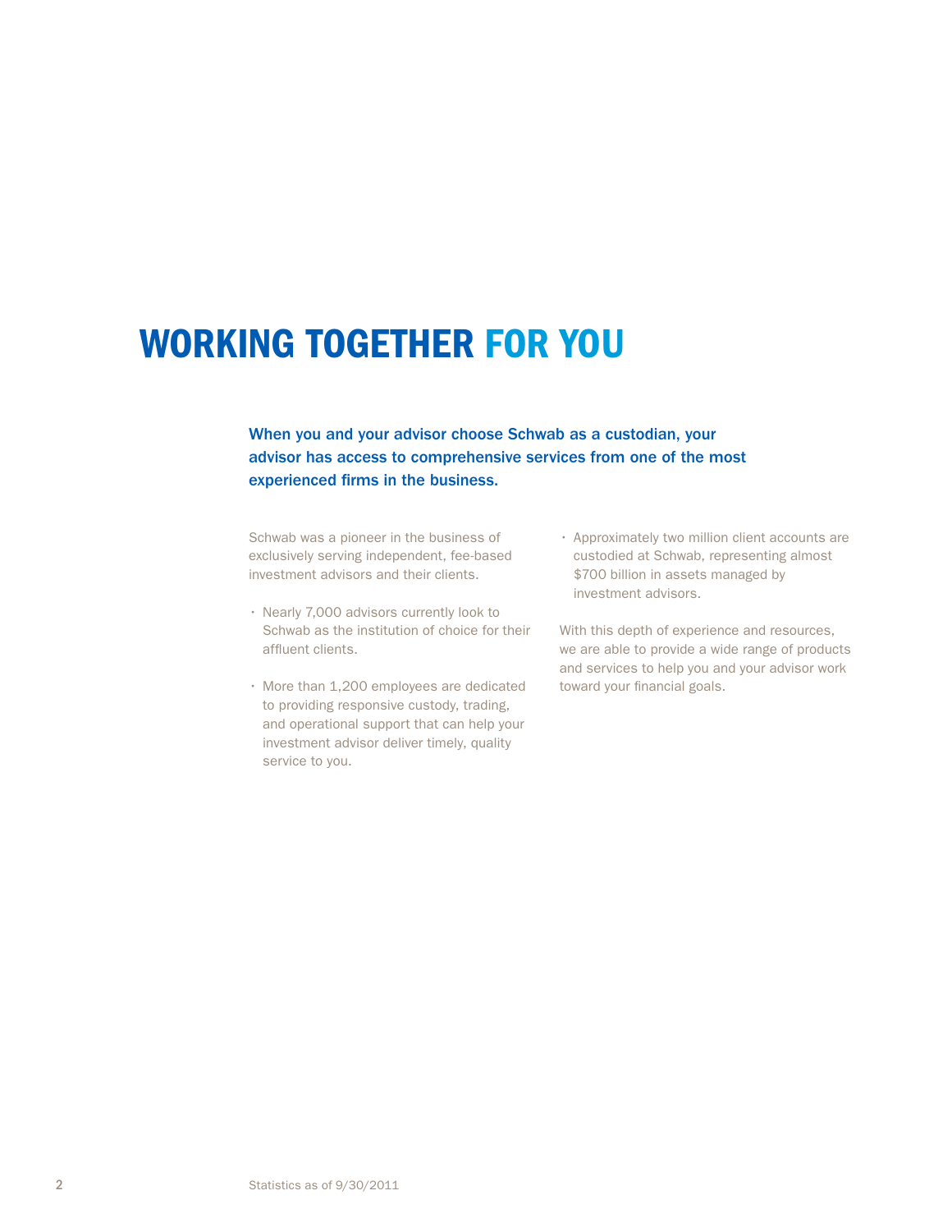# WORKING TOGETHER FOR YOU

**When you and your advisor choose Schwab as a custodian, your advisor has access to comprehensive services from one of the most experienced firms in the business.**

Schwab was a pioneer in the business of exclusively serving independent, fee-based investment advisors and their clients.

- Nearly 7,000 advisors currently look to Schwab as the institution of choice for their affluent clients.
- More than 1,200 employees are dedicated to providing responsive custody, trading, and operational support that can help your investment advisor deliver timely, quality service to you.
- Approximately two million client accounts are custodied at Schwab, representing almost $700 billion in assets managed by investment advisors.

With this depth of experience and resources, we are able to provide a wide range of products and services to help you and your advisor work toward your financial goals.

Statistics as of 9/30/2011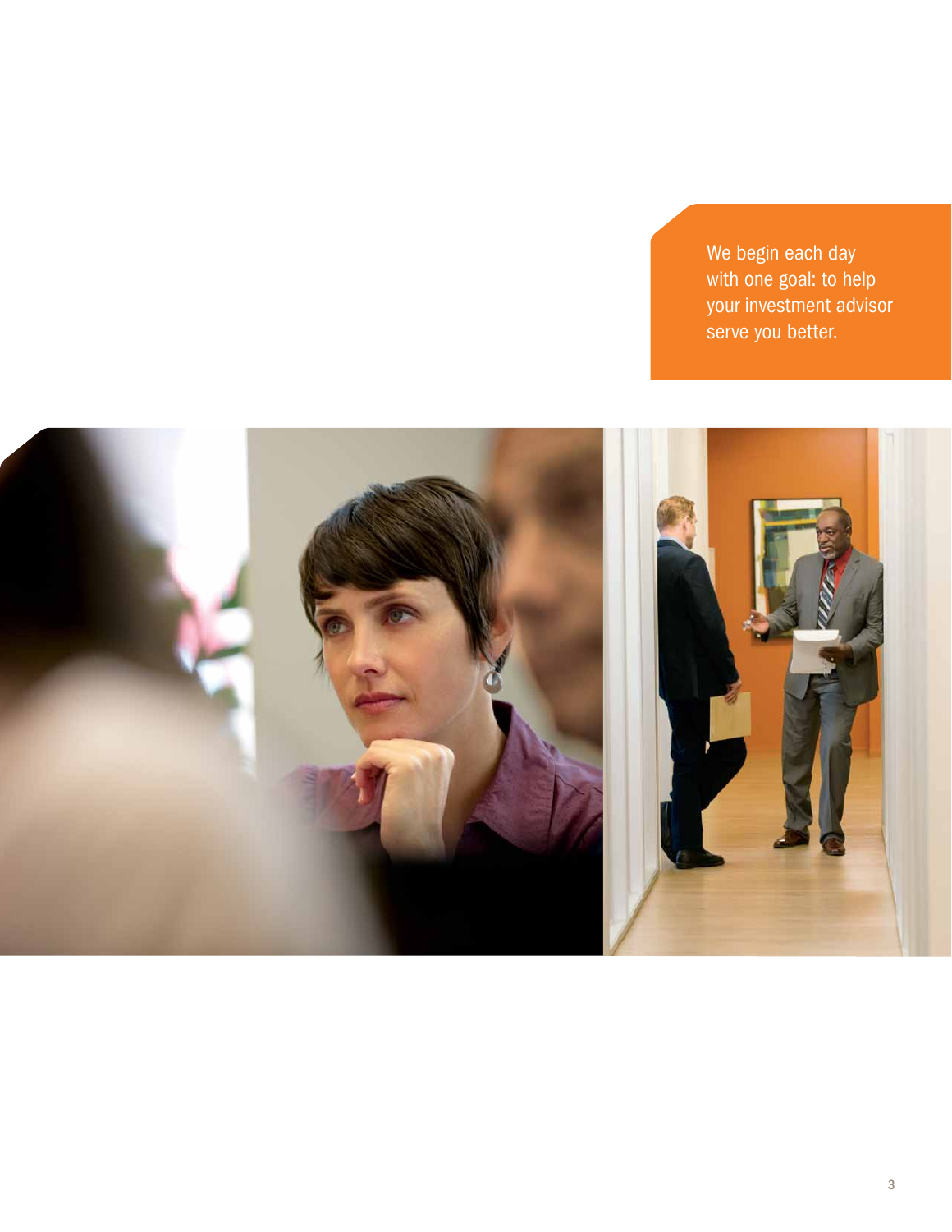We begin each day with one goal: to help your investment advisor serve you better.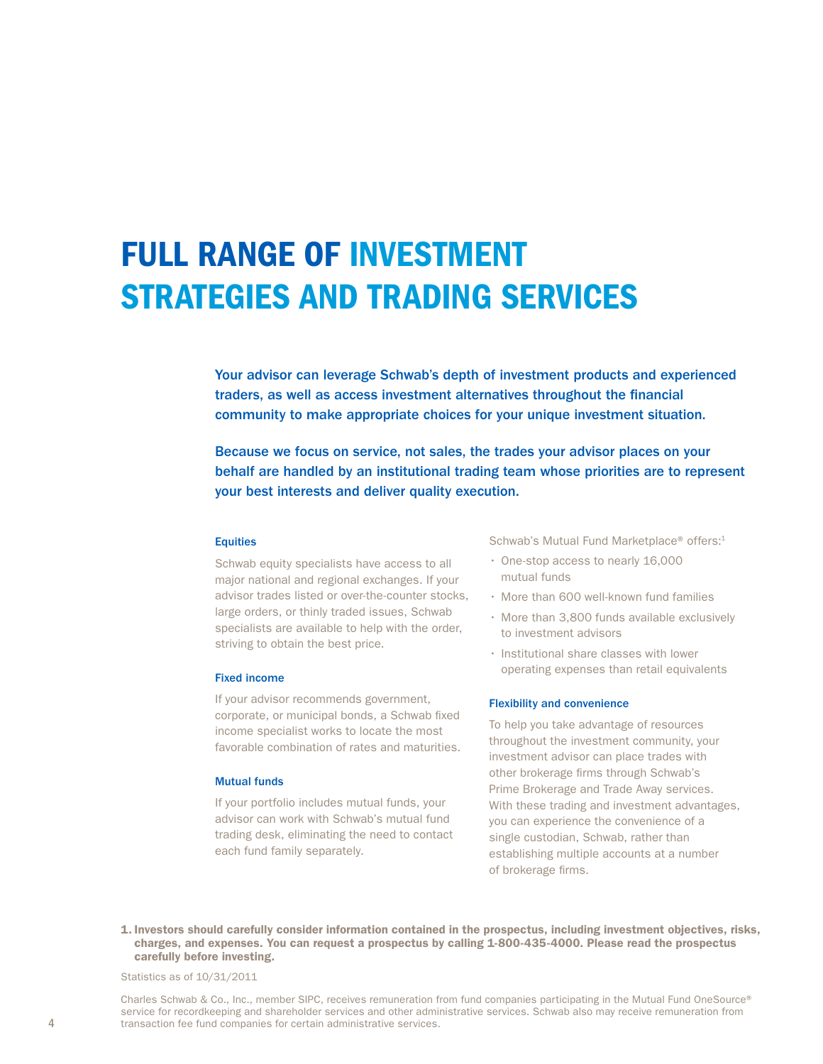# FULL RANGE OF INVESTMENT STRATEGIES AND TRADING SERVICES

**Your advisor can leverage Schwab's depth of investment products and experienced traders, as well as access investment alternatives throughout the financial community to make appropriate choices for your unique investment situation.**

**Because we focus on service, not sales, the trades your advisor places on your behalf are handled by an institutional trading team whose priorities are to represent your best interests and deliver quality execution.**

### Equities

Schwab equity specialists have access to all major national and regional exchanges. If your advisor trades listed or over-the-counter stocks, large orders, or thinly traded issues, Schwab specialists are available to help with the order, striving to obtain the best price.

### Fixed income

If your advisor recommends government, corporate, or municipal bonds, a Schwab fixed income specialist works to locate the most favorable combination of rates and maturities.

### Mutual funds

If your portfolio includes mutual funds, your advisor can work with Schwab's mutual fund trading desk, eliminating the need to contact each fund family separately.

Schwab's Mutual Fund Marketplace® offers:[1]

- One-stop access to nearly 16,000 mutual funds
- More than 600 well-known fund families
- More than 3,800 funds available exclusively to investment advisors
- Institutional share classes with lower operating expenses than retail equivalents

### Flexibility and convenience

To help you take advantage of resources throughout the investment community, your investment advisor can place trades with other brokerage firms through Schwab's Prime Brokerage and Trade Away services. With these trading and investment advantages, you can experience the convenience of a single custodian, Schwab, rather than establishing multiple accounts at a number of brokerage firms.

1. **Investors should carefully consider information contained in the prospectus, including investment objectives, risks, charges, and expenses. You can request a prospectus by calling 1-800-435-4000. Please read the prospectus carefully before investing.**

Statistics as of 10/31/2011

Charles Schwab & Co., Inc., member SIPC, receives remuneration from fund companies participating in the Mutual Fund OneSource® service for recordkeeping and shareholder services and other administrative services. Schwab also may receive remuneration from transaction fee fund companies for certain administrative services.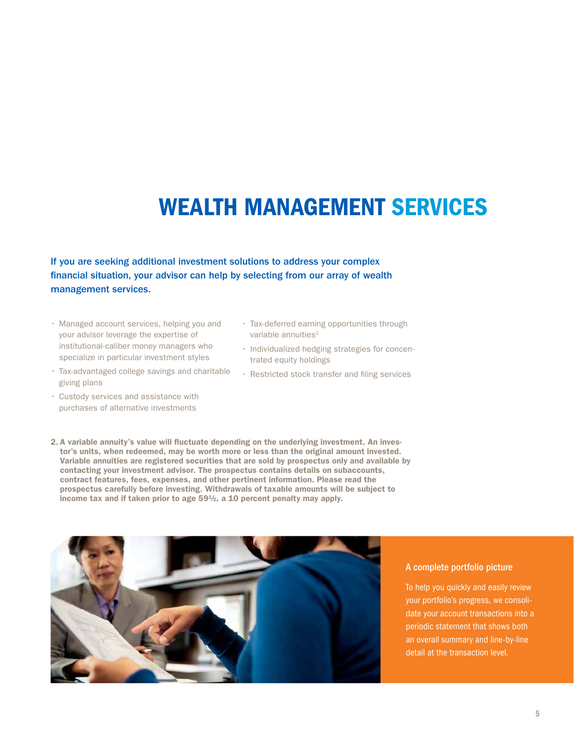# WEALTH MANAGEMENT SERVICES

**If you are seeking additional investment solutions to address your complex financial situation, your advisor can help by selecting from our array of wealth management services.**

- Managed account services, helping you and your advisor leverage the expertise of institutional-caliber money managers who specialize in particular investment styles
- Tax-advantaged college savings and charitable giving plans
- Custody services and assistance with purchases of alternative investments
- Tax-deferred earning opportunities through variable annuities[2]
- Individualized hedging strategies for concentrated equity holdings
- Restricted stock transfer and filing services

**2. A variable annuity's value will fluctuate depending on the underlying investment. An investor's units, when redeemed, may be worth more or less than the original amount invested. Variable annuities are registered securities that are sold by prospectus only and available by contacting your investment advisor. The prospectus contains details on subaccounts, contract features, fees, expenses, and other pertinent information. Please read the prospectus carefully before investing. Withdrawals of taxable amounts will be subject to income tax and if taken prior to age 59½, a 10 percent penalty may apply.**

### A complete portfolio picture

To help you quickly and easily review your portfolio's progress, we consolidate your account transactions into a periodic statement that shows both an overall summary and line-by-line detail at the transaction level.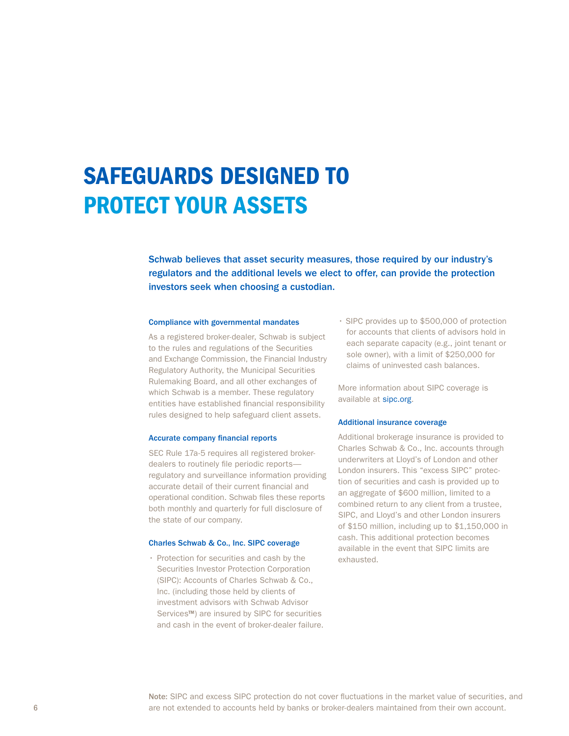# SAFEGUARDS DESIGNED TO PROTECT YOUR ASSETS

**Schwab believes that asset security measures, those required by our industry's regulators and the additional levels we elect to offer, can provide the protection investors seek when choosing a custodian.**

### Compliance with governmental mandates

As a registered broker-dealer, Schwab is subject to the rules and regulations of the Securities and Exchange Commission, the Financial Industry Regulatory Authority, the Municipal Securities Rulemaking Board, and all other exchanges of which Schwab is a member. These regulatory entities have established financial responsibility rules designed to help safeguard client assets.

### Accurate company financial reports

SEC Rule 17a-5 requires all registered broker-dealers to routinely file periodic reports—regulatory and surveillance information providing accurate detail of their current financial and operational condition. Schwab files these reports both monthly and quarterly for full disclosure of the state of our company.

### Charles Schwab & Co., Inc. SIPC coverage

- Protection for securities and cash by the Securities Investor Protection Corporation (SIPC): Accounts of Charles Schwab & Co., Inc. (including those held by clients of investment advisors with Schwab Advisor Services™) are insured by SIPC for securities and cash in the event of broker-dealer failure.
- SIPC provides up to $500,000 of protection for accounts that clients of advisors hold in each separate capacity (e.g., joint tenant or sole owner), with a limit of $250,000 for claims of uninvested cash balances.

More information about SIPC coverage is available at sipc.org.

### Additional insurance coverage

Additional brokerage insurance is provided to Charles Schwab & Co., Inc. accounts through underwriters at Lloyd's of London and other London insurers. This "excess SIPC" protection of securities and cash is provided up to an aggregate of $600 million, limited to a combined return to any client from a trustee, SIPC, and Lloyd's and other London insurers of $150 million, including up to $1,150,000 in cash. This additional protection becomes available in the event that SIPC limits are exhausted.

**Note:** SIPC and excess SIPC protection do not cover fluctuations in the market value of securities, and are not extended to accounts held by banks or broker-dealers maintained from their own account.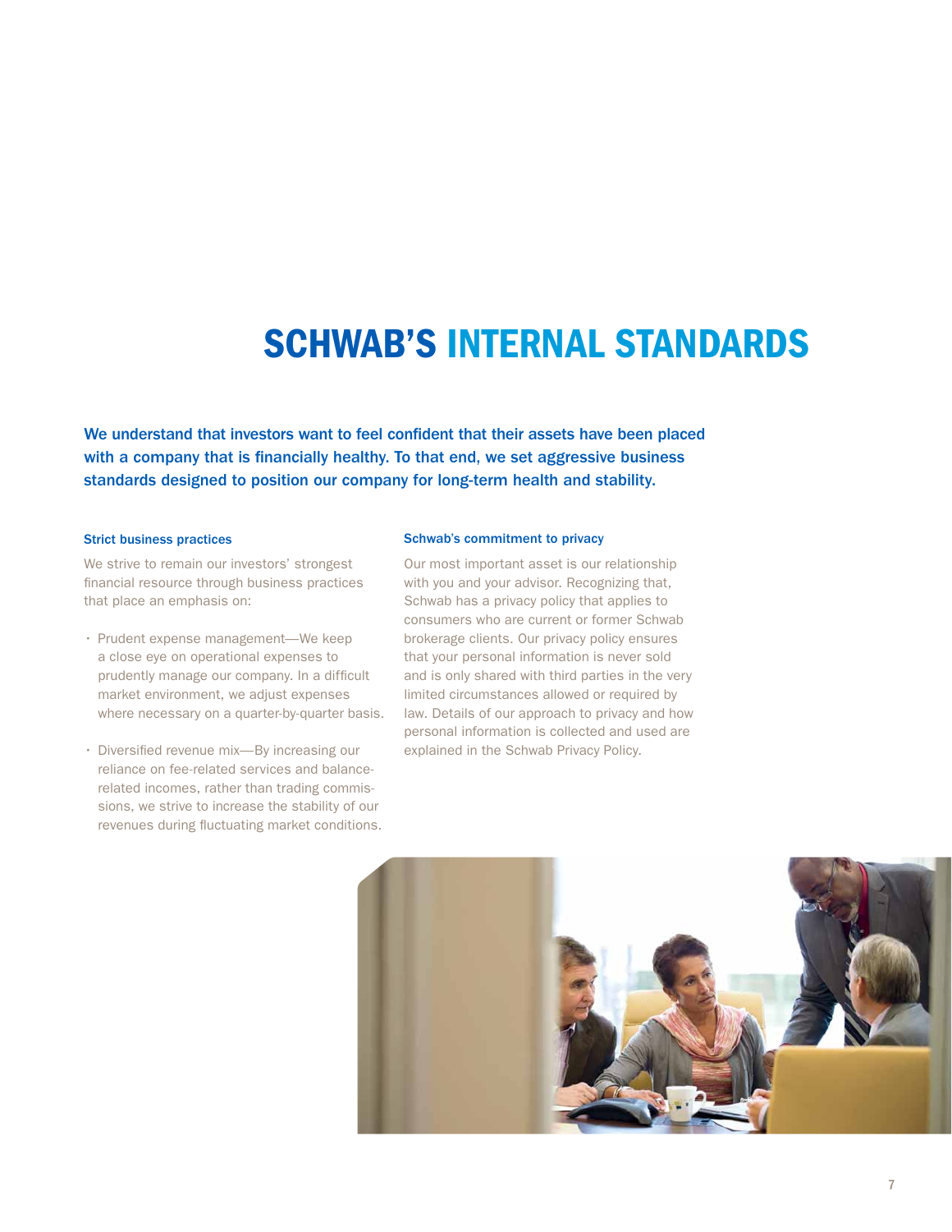# SCHWAB'S INTERNAL STANDARDS

**We understand that investors want to feel confident that their assets have been placed with a company that is financially healthy. To that end, we set aggressive business standards designed to position our company for long-term health and stability.**

### Strict business practices

We strive to remain our investors' strongest financial resource through business practices that place an emphasis on:

- Prudent expense management—We keep a close eye on operational expenses to prudently manage our company. In a difficult market environment, we adjust expenses where necessary on a quarter-by-quarter basis.
- Diversified revenue mix—By increasing our reliance on fee-related services and balance-related incomes, rather than trading commissions, we strive to increase the stability of our revenues during fluctuating market conditions.

### Schwab's commitment to privacy

Our most important asset is our relationship with you and your advisor. Recognizing that, Schwab has a privacy policy that applies to consumers who are current or former Schwab brokerage clients. Our privacy policy ensures that your personal information is never sold and is only shared with third parties in the very limited circumstances allowed or required by law. Details of our approach to privacy and how personal information is collected and used are explained in the Schwab Privacy Policy.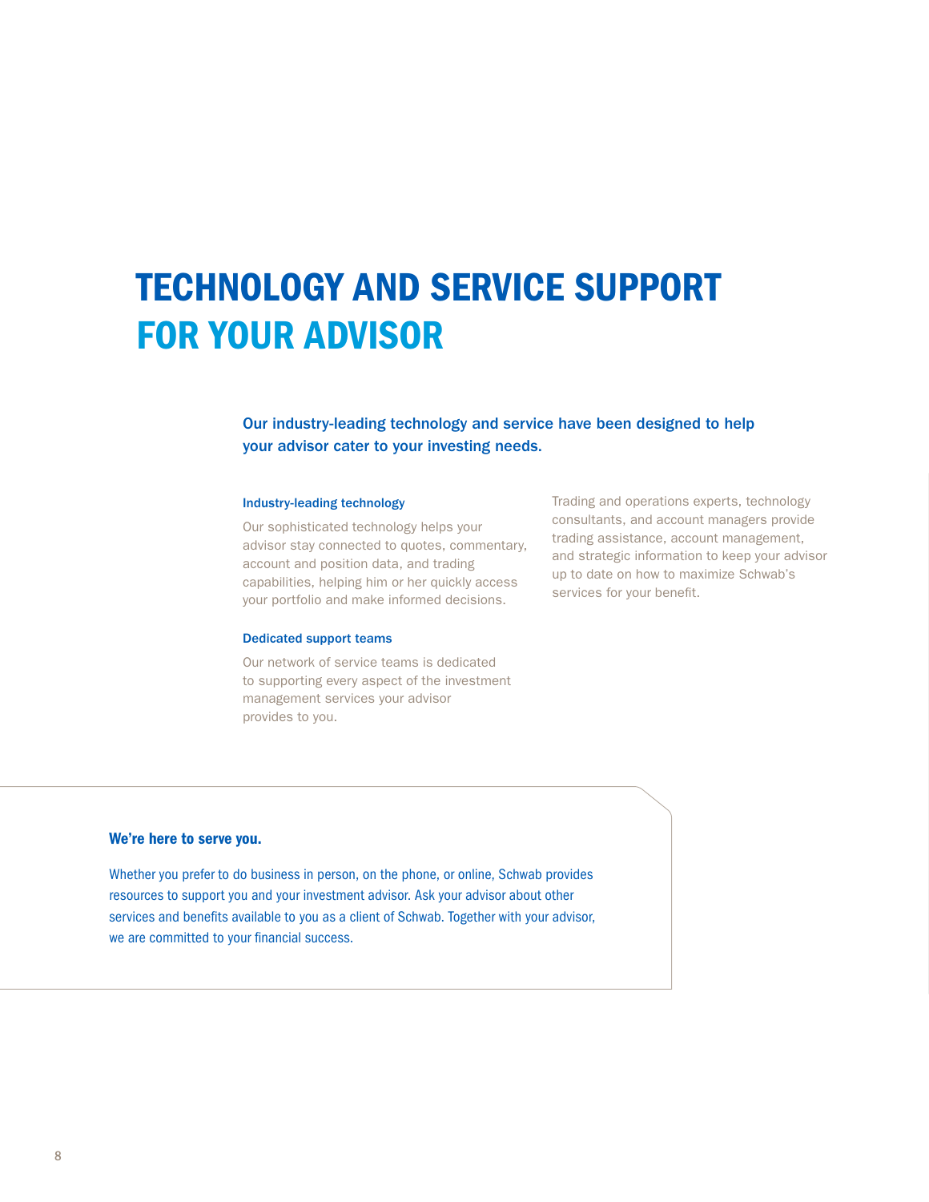# TECHNOLOGY AND SERVICE SUPPORT FOR YOUR ADVISOR

**Our industry-leading technology and service have been designed to help your advisor cater to your investing needs.**

### Industry-leading technology

Our sophisticated technology helps your advisor stay connected to quotes, commentary, account and position data, and trading capabilities, helping him or her quickly access your portfolio and make informed decisions.

### Dedicated support teams

Our network of service teams is dedicated to supporting every aspect of the investment management services your advisor provides to you.

Trading and operations experts, technology consultants, and account managers provide trading assistance, account management, and strategic information to keep your advisor up to date on how to maximize Schwab's services for your benefit.

**We're here to serve you.**

Whether you prefer to do business in person, on the phone, or online, Schwab provides resources to support you and your investment advisor. Ask your advisor about other services and benefits available to you as a client of Schwab. Together with your advisor, we are committed to your financial success.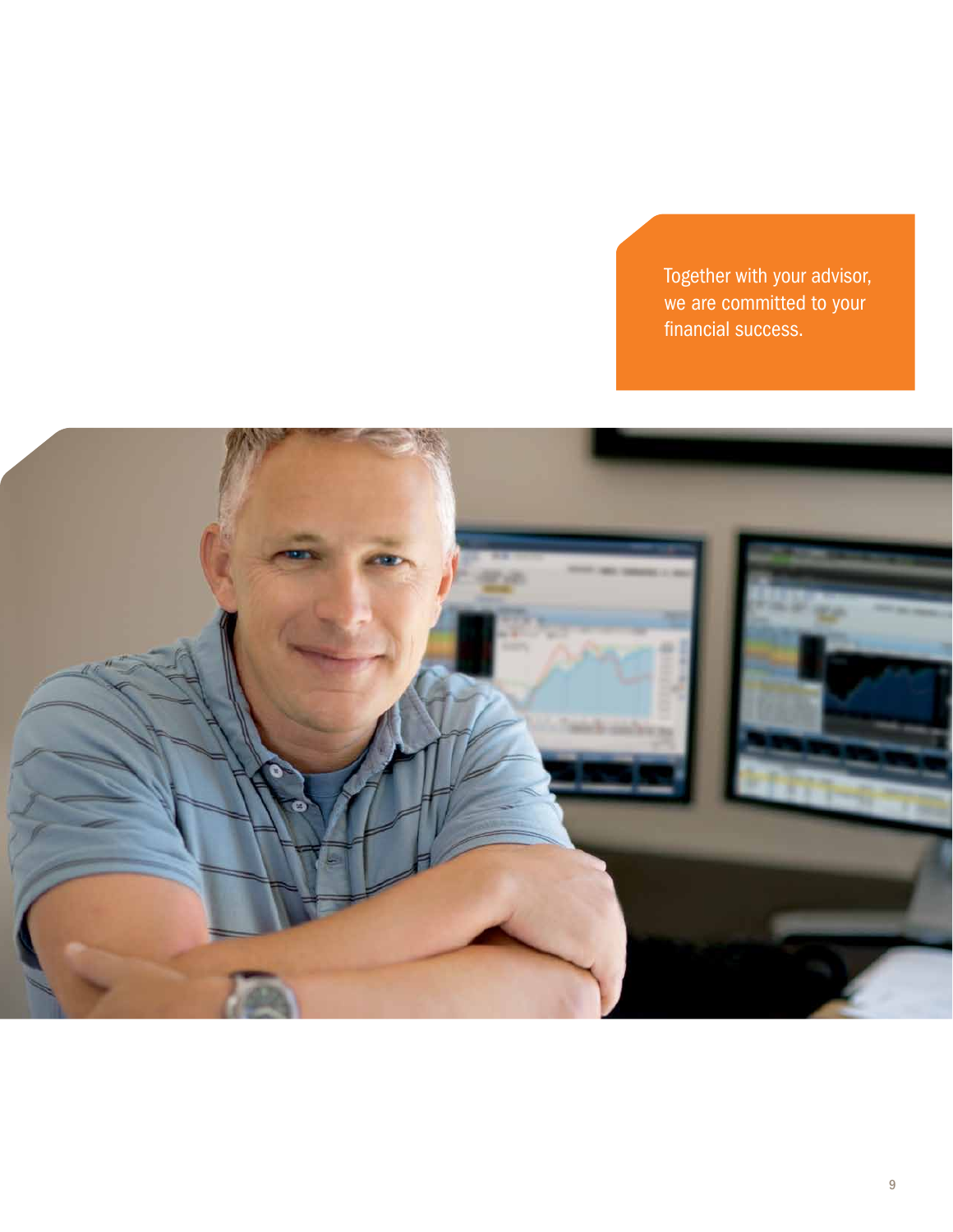Together with your advisor, we are committed to your financial success.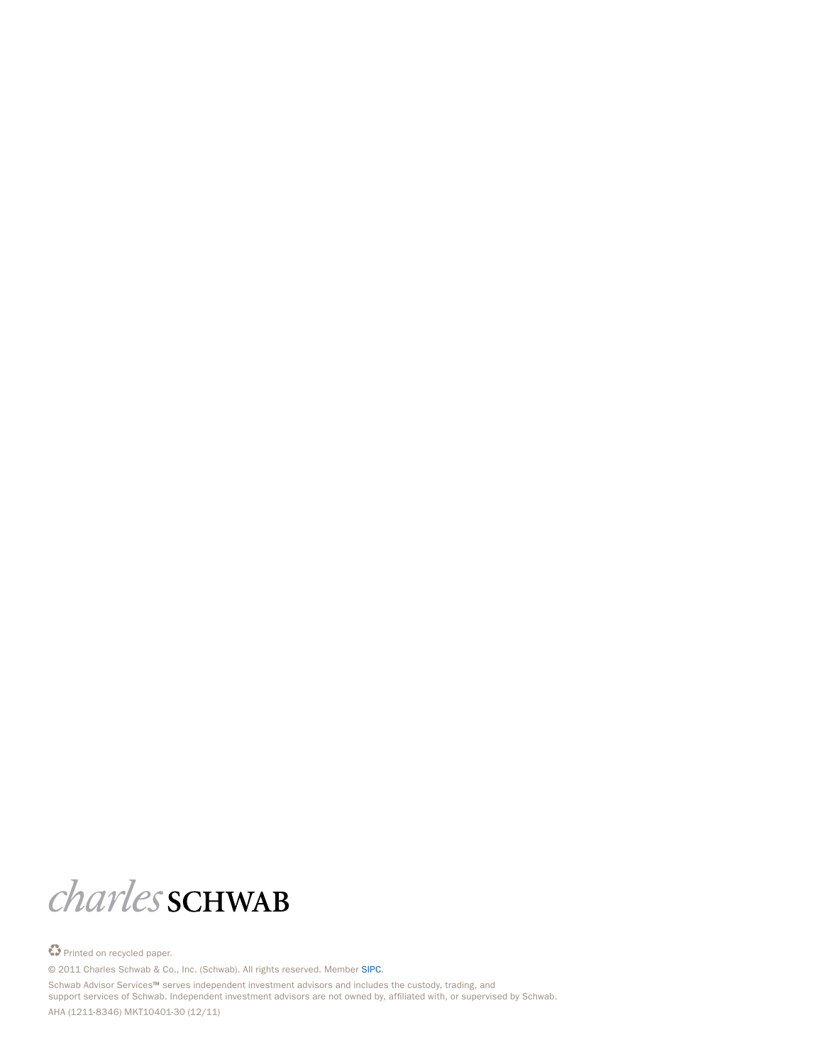*charles* SCHWAB

Printed on recycled paper.

© 2011 Charles Schwab & Co., Inc. (Schwab). All rights reserved. Member SIPC.

Schwab Advisor Services™ serves independent investment advisors and includes the custody, trading, and support services of Schwab. Independent investment advisors are not owned by, affiliated with, or supervised by Schwab.

AHA (1211-8346) MKT10401-30 (12/11)